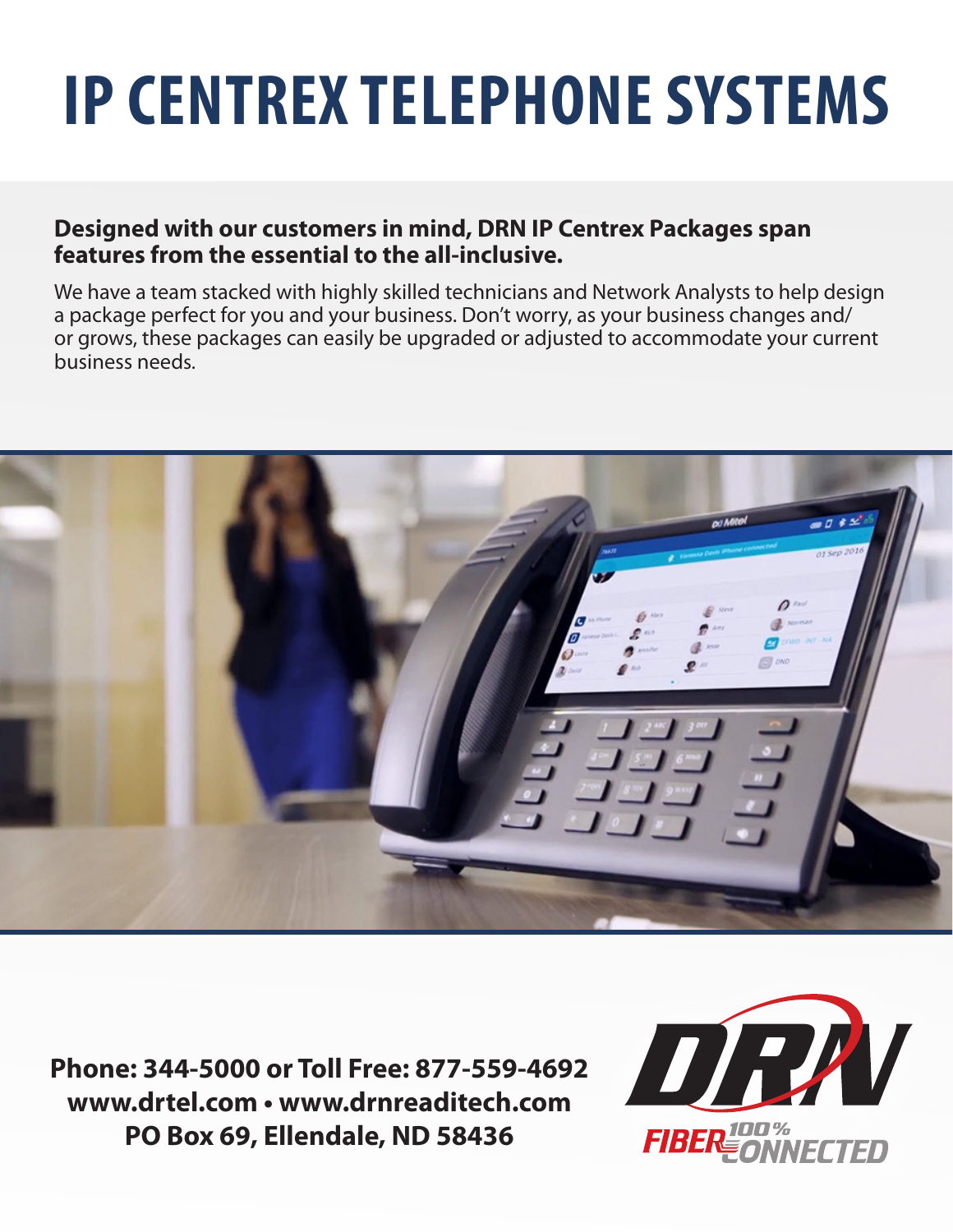# IP CENTREX TELEPHONE SYSTEMS

**Designed with our customers in mind, DRN IP Centrex Packages span features from the essential to the all-inclusive.**

We have a team stacked with highly skilled technicians and Network Analysts to help design a package perfect for you and your business. Don't worry, as your business changes and/or grows, these packages can easily be upgraded or adjusted to accommodate your current business needs.

**Phone: 344-5000 or Toll Free: 877-559-4692**
**www.drtel.com • www.drnreaditech.com**
**PO Box 69, Ellendale, ND 58436**

DRN FIBER 100% CONNECTED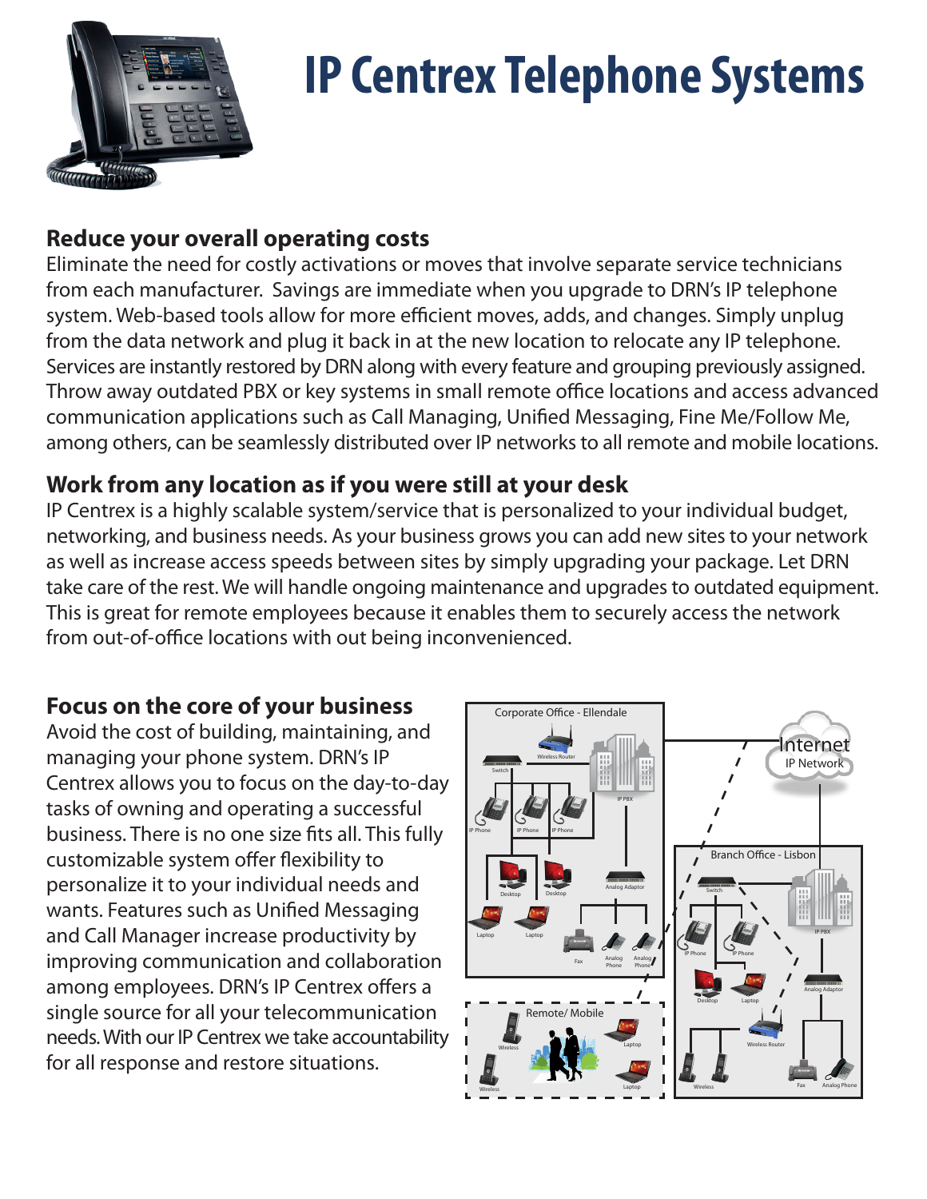# IP Centrex Telephone Systems

## Reduce your overall operating costs

Eliminate the need for costly activations or moves that involve separate service technicians from each manufacturer. Savings are immediate when you upgrade to DRN's IP telephone system. Web-based tools allow for more efficient moves, adds, and changes. Simply unplug from the data network and plug it back in at the new location to relocate any IP telephone. Services are instantly restored by DRN along with every feature and grouping previously assigned. Throw away outdated PBX or key systems in small remote office locations and access advanced communication applications such as Call Managing, Unified Messaging, Fine Me/Follow Me, among others, can be seamlessly distributed over IP networks to all remote and mobile locations.

## Work from any location as if you were still at your desk

IP Centrex is a highly scalable system/service that is personalized to your individual budget, networking, and business needs. As your business grows you can add new sites to your network as well as increase access speeds between sites by simply upgrading your package. Let DRN take care of the rest. We will handle ongoing maintenance and upgrades to outdated equipment. This is great for remote employees because it enables them to securely access the network from out-of-office locations with out being inconvenienced.

## Focus on the core of your business

Avoid the cost of building, maintaining, and managing your phone system. DRN's IP Centrex allows you to focus on the day-to-day tasks of owning and operating a successful business. There is no one size fits all. This fully customizable system offer flexibility to personalize it to your individual needs and wants. Features such as Unified Messaging and Call Manager increase productivity by improving communication and collaboration among employees. DRN's IP Centrex offers a single source for all your telecommunication needs. With our IP Centrex we take accountability for all response and restore situations.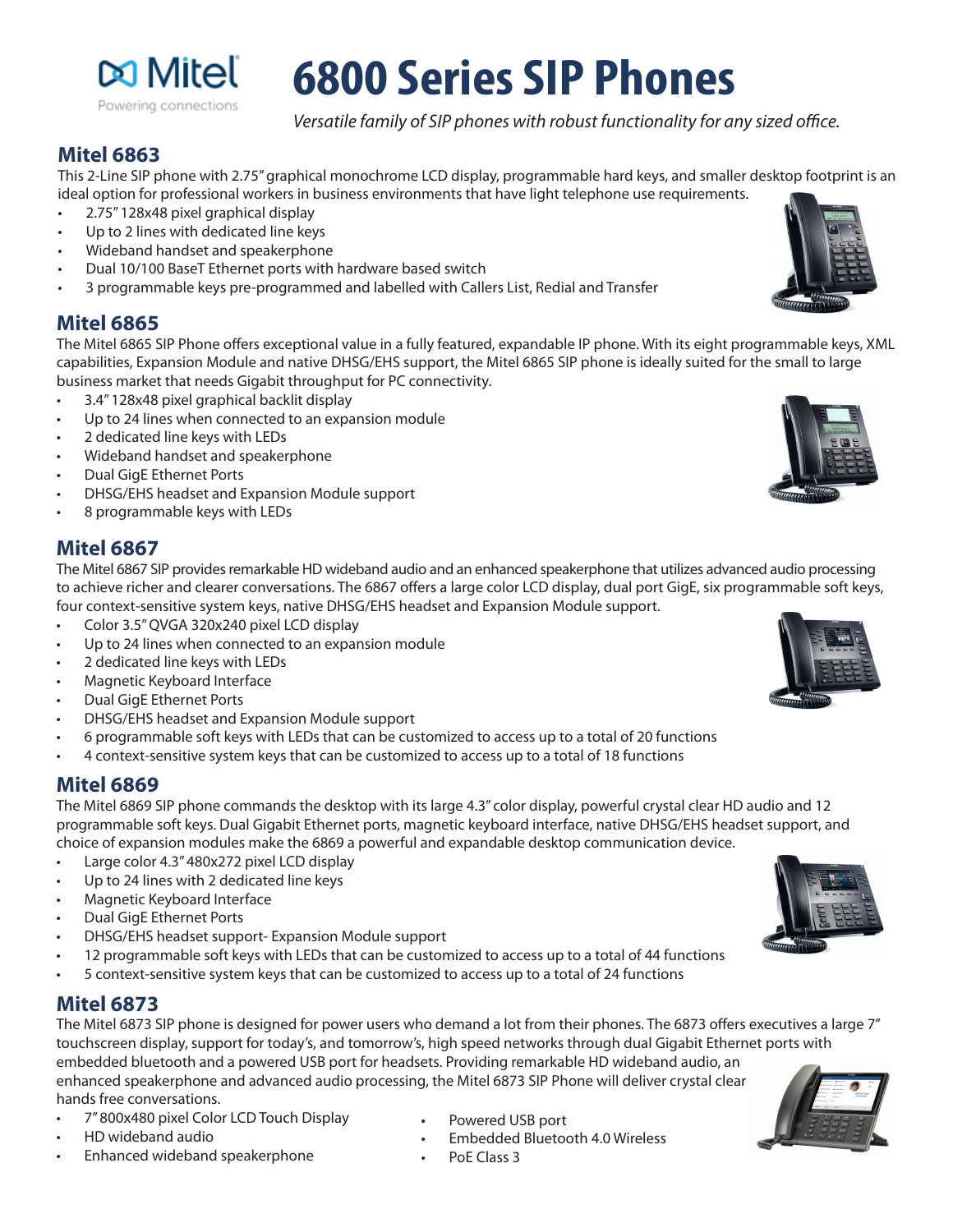# 6800 Series SIP Phones

*Versatile family of SIP phones with robust functionality for any sized office.*

## Mitel 6863

This 2-Line SIP phone with 2.75" graphical monochrome LCD display, programmable hard keys, and smaller desktop footprint is an ideal option for professional workers in business environments that have light telephone use requirements.

- 2.75" 128x48 pixel graphical display
- Up to 2 lines with dedicated line keys
- Wideband handset and speakerphone
- Dual 10/100 BaseT Ethernet ports with hardware based switch
- 3 programmable keys pre-programmed and labelled with Callers List, Redial and Transfer

## Mitel 6865

The Mitel 6865 SIP Phone offers exceptional value in a fully featured, expandable IP phone. With its eight programmable keys, XML capabilities, Expansion Module and native DHSG/EHS support, the Mitel 6865 SIP phone is ideally suited for the small to large business market that needs Gigabit throughput for PC connectivity.

- 3.4" 128x48 pixel graphical backlit display
- Up to 24 lines when connected to an expansion module
- 2 dedicated line keys with LEDs
- Wideband handset and speakerphone
- Dual GigE Ethernet Ports
- DHSG/EHS headset and Expansion Module support
- 8 programmable keys with LEDs

## Mitel 6867

The Mitel 6867 SIP provides remarkable HD wideband audio and an enhanced speakerphone that utilizes advanced audio processing to achieve richer and clearer conversations. The 6867 offers a large color LCD display, dual port GigE, six programmable soft keys, four context-sensitive system keys, native DHSG/EHS headset and Expansion Module support.

- Color 3.5" QVGA 320x240 pixel LCD display
- Up to 24 lines when connected to an expansion module
- 2 dedicated line keys with LEDs
- Magnetic Keyboard Interface
- Dual GigE Ethernet Ports
- DHSG/EHS headset and Expansion Module support
- 6 programmable soft keys with LEDs that can be customized to access up to a total of 20 functions
- 4 context-sensitive system keys that can be customized to access up to a total of 18 functions

## Mitel 6869

The Mitel 6869 SIP phone commands the desktop with its large 4.3" color display, powerful crystal clear HD audio and 12 programmable soft keys. Dual Gigabit Ethernet ports, magnetic keyboard interface, native DHSG/EHS headset support, and choice of expansion modules make the 6869 a powerful and expandable desktop communication device.

- Large color 4.3" 480x272 pixel LCD display
- Up to 24 lines with 2 dedicated line keys
- Magnetic Keyboard Interface
- Dual GigE Ethernet Ports
- DHSG/EHS headset support- Expansion Module support
- 12 programmable soft keys with LEDs that can be customized to access up to a total of 44 functions
- 5 context-sensitive system keys that can be customized to access up to a total of 24 functions

## Mitel 6873

The Mitel 6873 SIP phone is designed for power users who demand a lot from their phones. The 6873 offers executives a large 7" touchscreen display, support for today's, and tomorrow's, high speed networks through dual Gigabit Ethernet ports with embedded bluetooth and a powered USB port for headsets. Providing remarkable HD wideband audio, an enhanced speakerphone and advanced audio processing, the Mitel 6873 SIP Phone will deliver crystal clear hands free conversations.

- 7" 800x480 pixel Color LCD Touch Display
- HD wideband audio
- Enhanced wideband speakerphone
- Powered USB port
- Embedded Bluetooth 4.0 Wireless
- PoE Class 3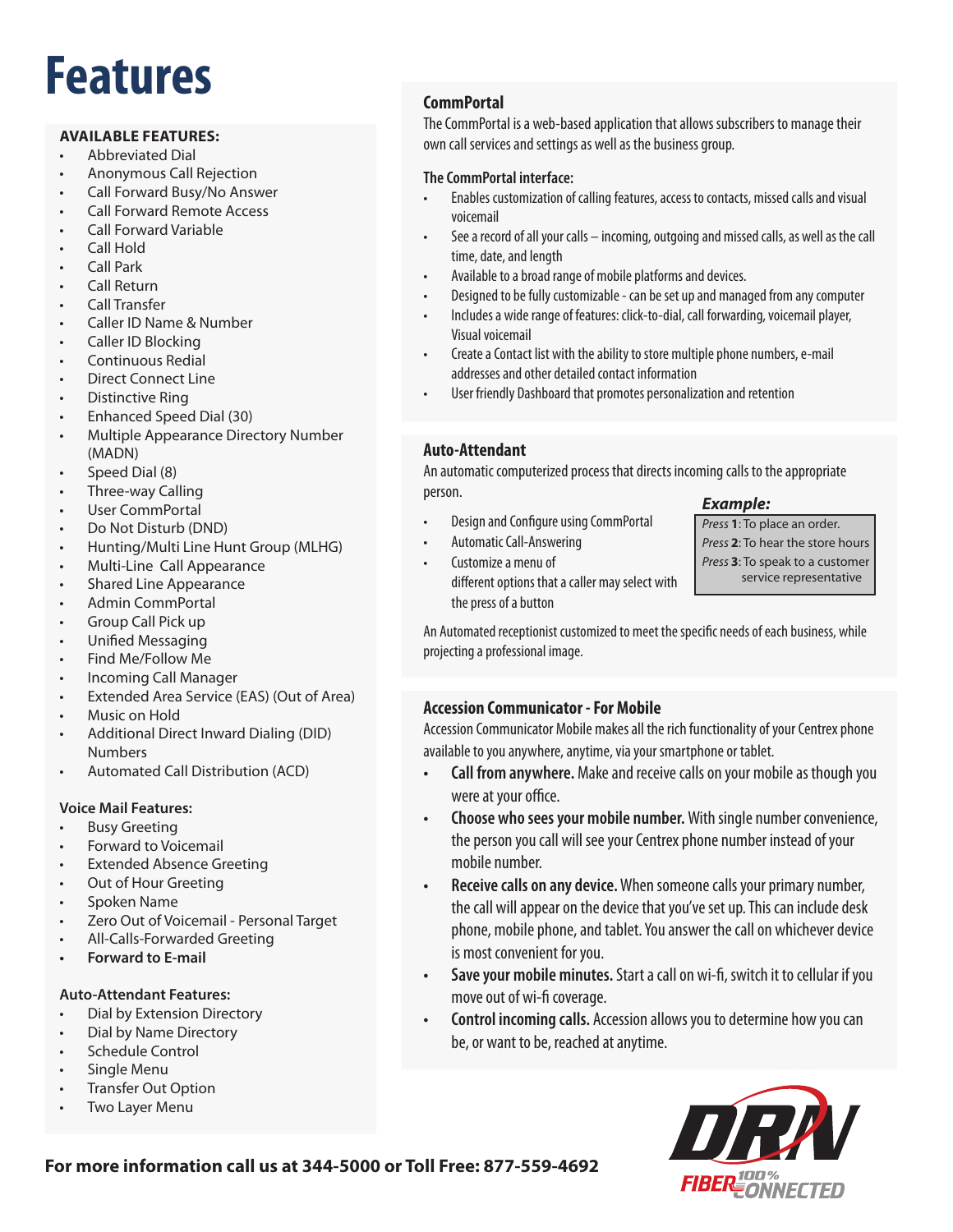# Features

**AVAILABLE FEATURES:**

- Abbreviated Dial
- Anonymous Call Rejection
- Call Forward Busy/No Answer
- Call Forward Remote Access
- Call Forward Variable
- Call Hold
- Call Park
- Call Return
- Call Transfer
- Caller ID Name & Number
- Caller ID Blocking
- Continuous Redial
- Direct Connect Line
- Distinctive Ring
- Enhanced Speed Dial (30)
- Multiple Appearance Directory Number (MADN)
- Speed Dial (8)
- Three-way Calling
- User CommPortal
- Do Not Disturb (DND)
- Hunting/Multi Line Hunt Group (MLHG)
- Multi-Line Call Appearance
- Shared Line Appearance
- Admin CommPortal
- Group Call Pick up
- Unified Messaging
- Find Me/Follow Me
- Incoming Call Manager
- Extended Area Service (EAS) (Out of Area)
- Music on Hold
- Additional Direct Inward Dialing (DID) Numbers
- Automated Call Distribution (ACD)

**Voice Mail Features:**

- Busy Greeting
- Forward to Voicemail
- Extended Absence Greeting
- Out of Hour Greeting
- Spoken Name
- Zero Out of Voicemail - Personal Target
- All-Calls-Forwarded Greeting
- **Forward to E-mail**

**Auto-Attendant Features:**

- Dial by Extension Directory
- Dial by Name Directory
- Schedule Control
- Single Menu
- Transfer Out Option
- Two Layer Menu

## CommPortal

The CommPortal is a web-based application that allows subscribers to manage their own call services and settings as well as the business group.

**The CommPortal interface:**

- Enables customization of calling features, access to contacts, missed calls and visual voicemail
- See a record of all your calls – incoming, outgoing and missed calls, as well as the call time, date, and length
- Available to a broad range of mobile platforms and devices.
- Designed to be fully customizable - can be set up and managed from any computer
- Includes a wide range of features: click-to-dial, call forwarding, voicemail player, Visual voicemail
- Create a Contact list with the ability to store multiple phone numbers, e-mail addresses and other detailed contact information
- User friendly Dashboard that promotes personalization and retention

## Auto-Attendant

An automatic computerized process that directs incoming calls to the appropriate person.

- Design and Configure using CommPortal
- Automatic Call-Answering
- Customize a menu of different options that a caller may select with the press of a button

***Example:***

*Press* **1**: To place an order.
*Press* **2**: To hear the store hours
*Press* **3**: To speak to a customer service representative

An Automated receptionist customized to meet the specific needs of each business, while projecting a professional image.

## Accession Communicator - For Mobile

Accession Communicator Mobile makes all the rich functionality of your Centrex phone available to you anywhere, anytime, via your smartphone or tablet.

- **Call from anywhere.** Make and receive calls on your mobile as though you were at your office.
- **Choose who sees your mobile number.** With single number convenience, the person you call will see your Centrex phone number instead of your mobile number.
- **Receive calls on any device.** When someone calls your primary number, the call will appear on the device that you've set up. This can include desk phone, mobile phone, and tablet. You answer the call on whichever device is most convenient for you.
- **Save your mobile minutes.** Start a call on wi-fi, switch it to cellular if you move out of wi-fi coverage.
- **Control incoming calls.** Accession allows you to determine how you can be, or want to be, reached at anytime.

**For more information call us at 344-5000 or Toll Free: 877-559-4692**

DRN FIBER 100% CONNECTED